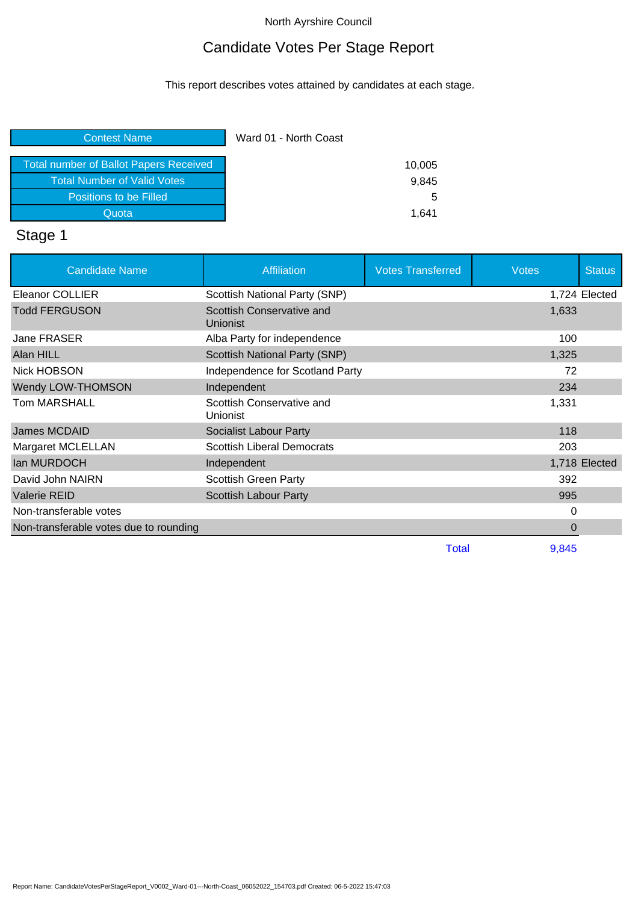North Ayrshire Council

# Candidate Votes Per Stage Report

This report describes votes attained by candidates at each stage.

| | |
|---|---|
| Contest Name | Ward 01 - North Coast |
| Total number of Ballot Papers Received | 10,005 |
| Total Number of Valid Votes | 9,845 |
| Positions to be Filled | 5 |
| Quota | 1,641 |

## Stage 1

| Candidate Name | Affiliation | Votes Transferred | Votes | Status |
|---|---|---|---|---|
| Eleanor COLLIER | Scottish National Party (SNP) | | 1,724 | Elected |
| Todd FERGUSON | Scottish Conservative and Unionist | | 1,633 | |
| Jane FRASER | Alba Party for independence | | 100 | |
| Alan HILL | Scottish National Party (SNP) | | 1,325 | |
| Nick HOBSON | Independence for Scotland Party | | 72 | |
| Wendy LOW-THOMSON | Independent | | 234 | |
| Tom MARSHALL | Scottish Conservative and Unionist | | 1,331 | |
| James MCDAID | Socialist Labour Party | | 118 | |
| Margaret MCLELLAN | Scottish Liberal Democrats | | 203 | |
| Ian MURDOCH | Independent | | 1,718 | Elected |
| David John NAIRN | Scottish Green Party | | 392 | |
| Valerie REID | Scottish Labour Party | | 995 | |
| Non-transferable votes | | | 0 | |
| Non-transferable votes due to rounding | | | 0 | |
| | | Total | 9,845 | |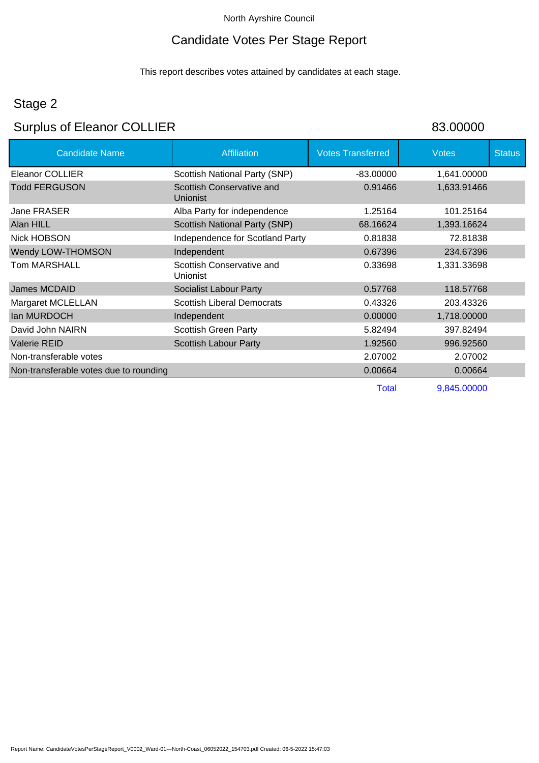North Ayrshire Council

# Candidate Votes Per Stage Report

This report describes votes attained by candidates at each stage.

## Stage 2

## Surplus of Eleanor COLLIER 83.00000

| Candidate Name | Affiliation | Votes Transferred | Votes | Status |
|---|---|---|---|---|
| Eleanor COLLIER | Scottish National Party (SNP) | -83.00000 | 1,641.00000 | |
| Todd FERGUSON | Scottish Conservative and Unionist | 0.91466 | 1,633.91466 | |
| Jane FRASER | Alba Party for independence | 1.25164 | 101.25164 | |
| Alan HILL | Scottish National Party (SNP) | 68.16624 | 1,393.16624 | |
| Nick HOBSON | Independence for Scotland Party | 0.81838 | 72.81838 | |
| Wendy LOW-THOMSON | Independent | 0.67396 | 234.67396 | |
| Tom MARSHALL | Scottish Conservative and Unionist | 0.33698 | 1,331.33698 | |
| James MCDAID | Socialist Labour Party | 0.57768 | 118.57768 | |
| Margaret MCLELLAN | Scottish Liberal Democrats | 0.43326 | 203.43326 | |
| Ian MURDOCH | Independent | 0.00000 | 1,718.00000 | |
| David John NAIRN | Scottish Green Party | 5.82494 | 397.82494 | |
| Valerie REID | Scottish Labour Party | 1.92560 | 996.92560 | |
| Non-transferable votes | | 2.07002 | 2.07002 | |
| Non-transferable votes due to rounding | | 0.00664 | 0.00664 | |
| | | Total | 9,845.00000 | |

Report Name: CandidateVotesPerStageReport_V0002_Ward-01---North-Coast_06052022_154703.pdf Created: 06-5-2022 15:47:03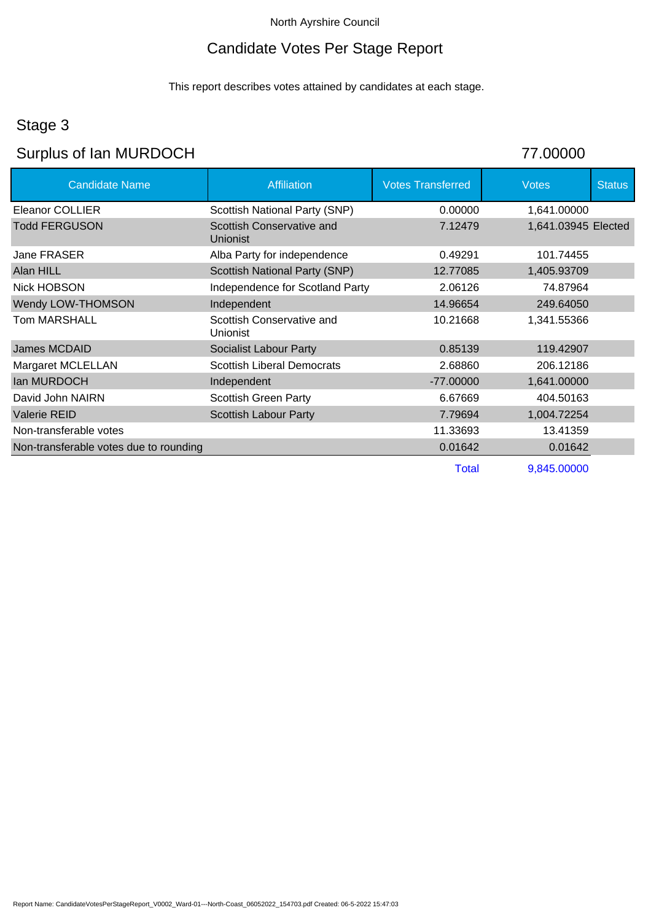North Ayrshire Council

# Candidate Votes Per Stage Report

This report describes votes attained by candidates at each stage.

## Stage 3

## Surplus of Ian MURDOCH 77.00000

| Candidate Name | Affiliation | Votes Transferred | Votes | Status |
|---|---|---|---|---|
| Eleanor COLLIER | Scottish National Party (SNP) | 0.00000 | 1,641.00000 | |
| Todd FERGUSON | Scottish Conservative and Unionist | 7.12479 | 1,641.03945 | Elected |
| Jane FRASER | Alba Party for independence | 0.49291 | 101.74455 | |
| Alan HILL | Scottish National Party (SNP) | 12.77085 | 1,405.93709 | |
| Nick HOBSON | Independence for Scotland Party | 2.06126 | 74.87964 | |
| Wendy LOW-THOMSON | Independent | 14.96654 | 249.64050 | |
| Tom MARSHALL | Scottish Conservative and Unionist | 10.21668 | 1,341.55366 | |
| James MCDAID | Socialist Labour Party | 0.85139 | 119.42907 | |
| Margaret MCLELLAN | Scottish Liberal Democrats | 2.68860 | 206.12186 | |
| Ian MURDOCH | Independent | -77.00000 | 1,641.00000 | |
| David John NAIRN | Scottish Green Party | 6.67669 | 404.50163 | |
| Valerie REID | Scottish Labour Party | 7.79694 | 1,004.72254 | |
| Non-transferable votes | | 11.33693 | 13.41359 | |
| Non-transferable votes due to rounding | | 0.01642 | 0.01642 | |
| | | Total | 9,845.00000 | |

Report Name: CandidateVotesPerStageReport_V0002_Ward-01---North-Coast_06052022_154703.pdf Created: 06-5-2022 15:47:03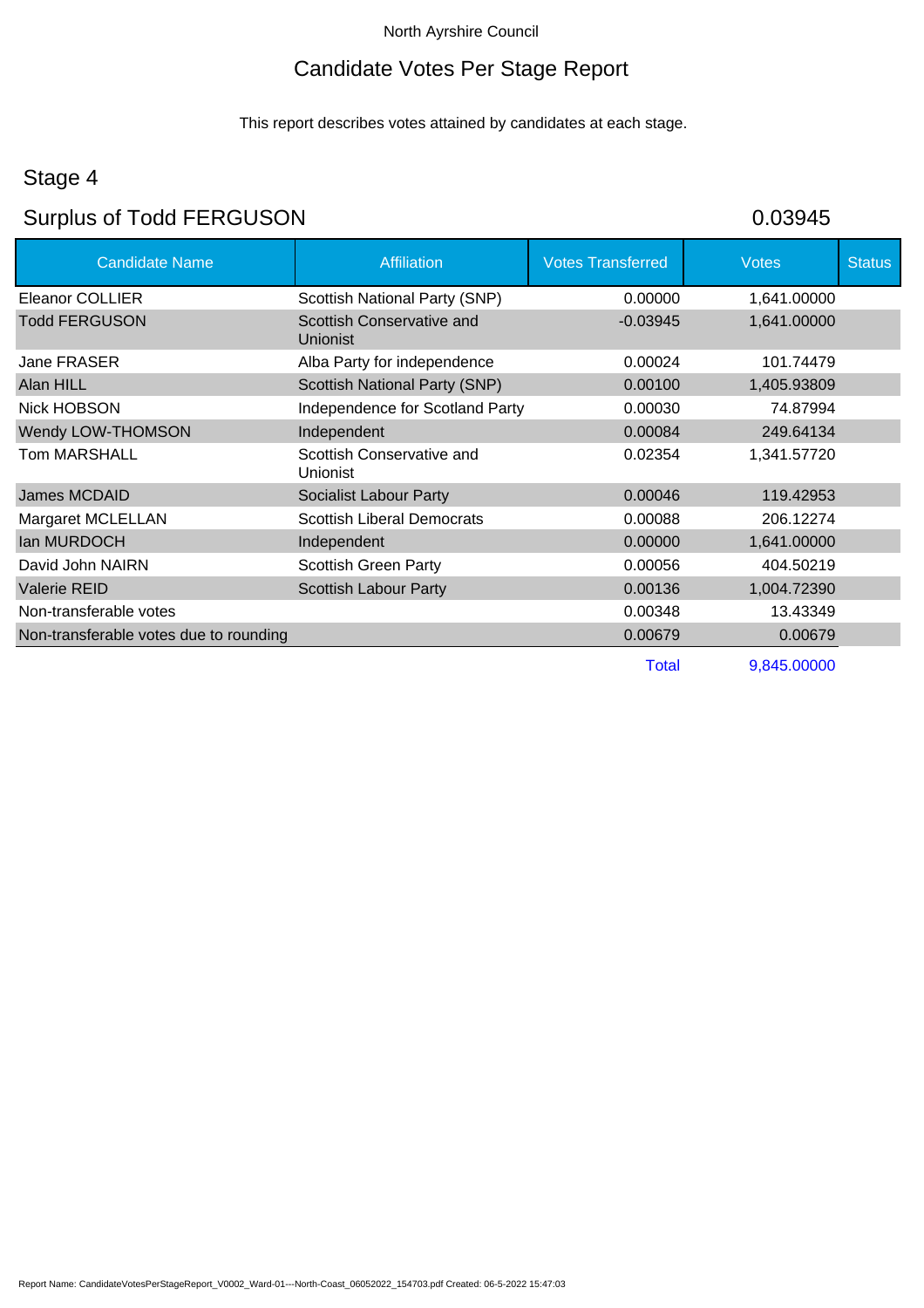North Ayrshire Council

# Candidate Votes Per Stage Report

This report describes votes attained by candidates at each stage.

## Stage 4

## Surplus of Todd FERGUSON 0.03945

| Candidate Name | Affiliation | Votes Transferred | Votes | Status |
|---|---|---|---|---|
| Eleanor COLLIER | Scottish National Party (SNP) | 0.00000 | 1,641.00000 | |
| Todd FERGUSON | Scottish Conservative and Unionist | -0.03945 | 1,641.00000 | |
| Jane FRASER | Alba Party for independence | 0.00024 | 101.74479 | |
| Alan HILL | Scottish National Party (SNP) | 0.00100 | 1,405.93809 | |
| Nick HOBSON | Independence for Scotland Party | 0.00030 | 74.87994 | |
| Wendy LOW-THOMSON | Independent | 0.00084 | 249.64134 | |
| Tom MARSHALL | Scottish Conservative and Unionist | 0.02354 | 1,341.57720 | |
| James MCDAID | Socialist Labour Party | 0.00046 | 119.42953 | |
| Margaret MCLELLAN | Scottish Liberal Democrats | 0.00088 | 206.12274 | |
| Ian MURDOCH | Independent | 0.00000 | 1,641.00000 | |
| David John NAIRN | Scottish Green Party | 0.00056 | 404.50219 | |
| Valerie REID | Scottish Labour Party | 0.00136 | 1,004.72390 | |
| Non-transferable votes | | 0.00348 | 13.43349 | |
| Non-transferable votes due to rounding | | 0.00679 | 0.00679 | |
| | | Total | 9,845.00000 | |

Report Name: CandidateVotesPerStageReport_V0002_Ward-01---North-Coast_06052022_154703.pdf Created: 06-5-2022 15:47:03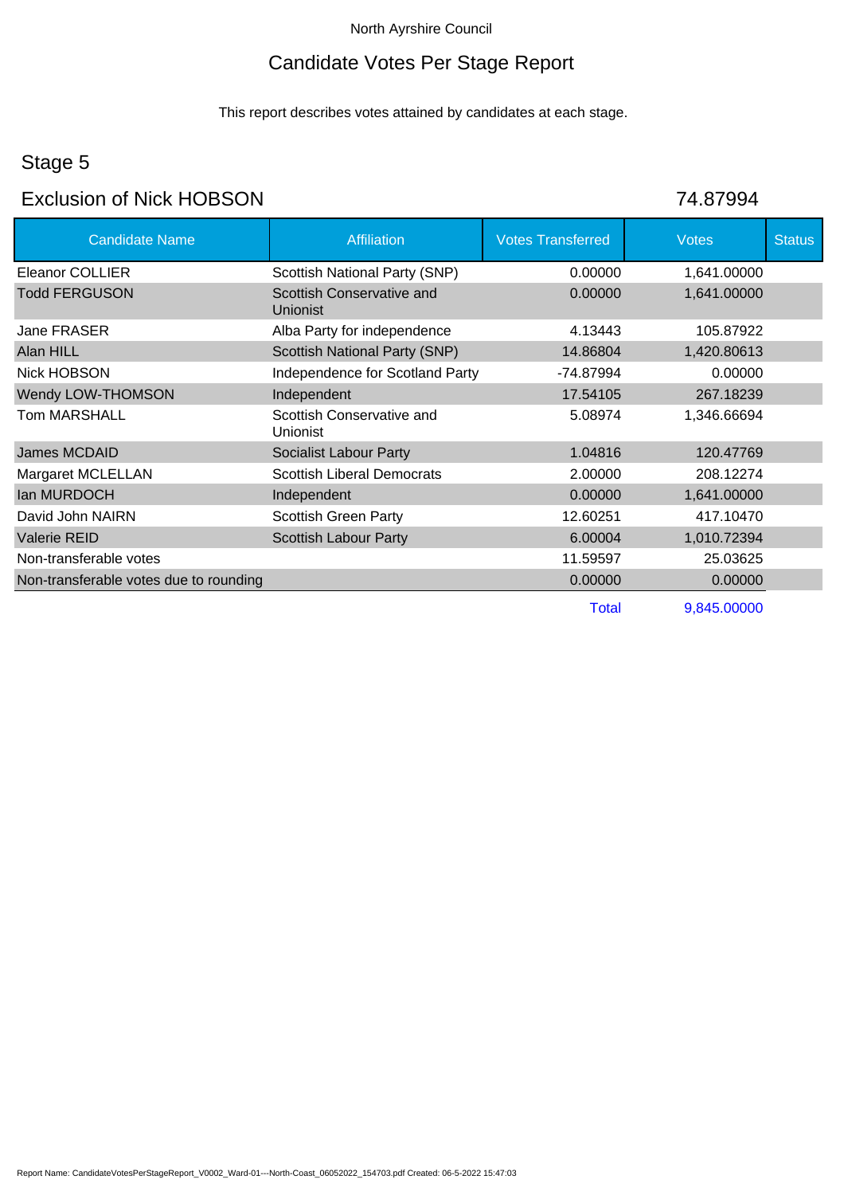North Ayrshire Council

# Candidate Votes Per Stage Report

This report describes votes attained by candidates at each stage.

## Stage 5

## Exclusion of Nick HOBSON

74.87994

| Candidate Name | Affiliation | Votes Transferred | Votes | Status |
|---|---|---|---|---|
| Eleanor COLLIER | Scottish National Party (SNP) | 0.00000 | 1,641.00000 | |
| Todd FERGUSON | Scottish Conservative and Unionist | 0.00000 | 1,641.00000 | |
| Jane FRASER | Alba Party for independence | 4.13443 | 105.87922 | |
| Alan HILL | Scottish National Party (SNP) | 14.86804 | 1,420.80613 | |
| Nick HOBSON | Independence for Scotland Party | -74.87994 | 0.00000 | |
| Wendy LOW-THOMSON | Independent | 17.54105 | 267.18239 | |
| Tom MARSHALL | Scottish Conservative and Unionist | 5.08974 | 1,346.66694 | |
| James MCDAID | Socialist Labour Party | 1.04816 | 120.47769 | |
| Margaret MCLELLAN | Scottish Liberal Democrats | 2.00000 | 208.12274 | |
| Ian MURDOCH | Independent | 0.00000 | 1,641.00000 | |
| David John NAIRN | Scottish Green Party | 12.60251 | 417.10470 | |
| Valerie REID | Scottish Labour Party | 6.00004 | 1,010.72394 | |
| Non-transferable votes | | 11.59597 | 25.03625 | |
| Non-transferable votes due to rounding | | 0.00000 | 0.00000 | |
| | | Total | 9,845.00000 | |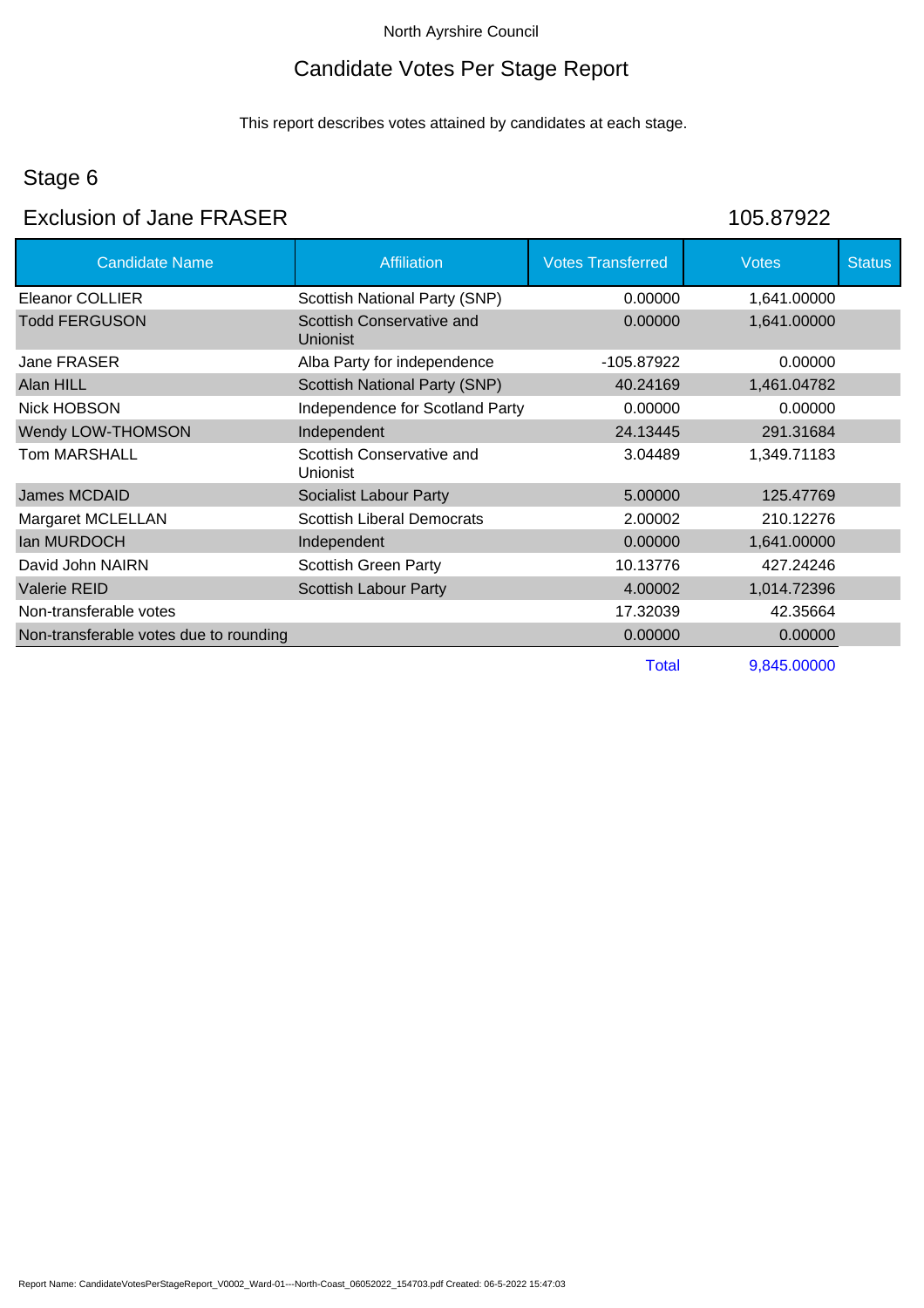North Ayrshire Council

# Candidate Votes Per Stage Report

This report describes votes attained by candidates at each stage.

## Stage 6

## Exclusion of Jane FRASER

105.87922

| Candidate Name | Affiliation | Votes Transferred | Votes | Status |
|---|---|---|---|---|
| Eleanor COLLIER | Scottish National Party (SNP) | 0.00000 | 1,641.00000 | |
| Todd FERGUSON | Scottish Conservative and Unionist | 0.00000 | 1,641.00000 | |
| Jane FRASER | Alba Party for independence | -105.87922 | 0.00000 | |
| Alan HILL | Scottish National Party (SNP) | 40.24169 | 1,461.04782 | |
| Nick HOBSON | Independence for Scotland Party | 0.00000 | 0.00000 | |
| Wendy LOW-THOMSON | Independent | 24.13445 | 291.31684 | |
| Tom MARSHALL | Scottish Conservative and Unionist | 3.04489 | 1,349.71183 | |
| James MCDAID | Socialist Labour Party | 5.00000 | 125.47769 | |
| Margaret MCLELLAN | Scottish Liberal Democrats | 2.00002 | 210.12276 | |
| Ian MURDOCH | Independent | 0.00000 | 1,641.00000 | |
| David John NAIRN | Scottish Green Party | 10.13776 | 427.24246 | |
| Valerie REID | Scottish Labour Party | 4.00002 | 1,014.72396 | |
| Non-transferable votes | | 17.32039 | 42.35664 | |
| Non-transferable votes due to rounding | | 0.00000 | 0.00000 | |
| | | Total | 9,845.00000 | |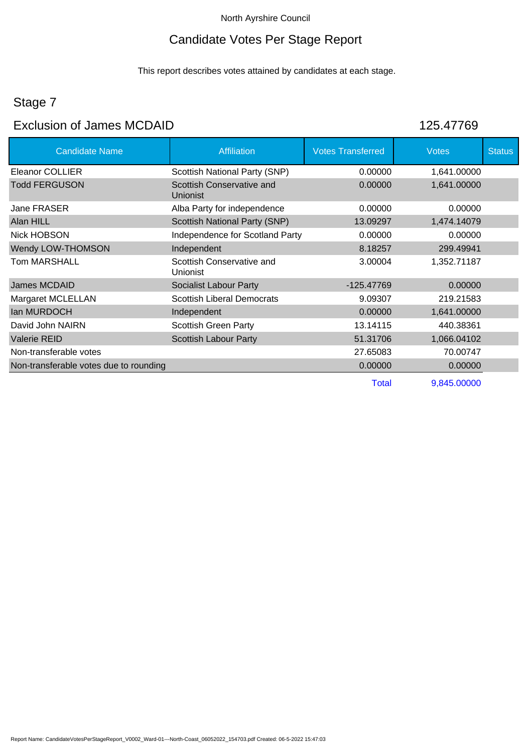North Ayrshire Council

# Candidate Votes Per Stage Report

This report describes votes attained by candidates at each stage.

## Stage 7

## Exclusion of James MCDAID 125.47769

| Candidate Name | Affiliation | Votes Transferred | Votes | Status |
|---|---|---|---|---|
| Eleanor COLLIER | Scottish National Party (SNP) | 0.00000 | 1,641.00000 | |
| Todd FERGUSON | Scottish Conservative and Unionist | 0.00000 | 1,641.00000 | |
| Jane FRASER | Alba Party for independence | 0.00000 | 0.00000 | |
| Alan HILL | Scottish National Party (SNP) | 13.09297 | 1,474.14079 | |
| Nick HOBSON | Independence for Scotland Party | 0.00000 | 0.00000 | |
| Wendy LOW-THOMSON | Independent | 8.18257 | 299.49941 | |
| Tom MARSHALL | Scottish Conservative and Unionist | 3.00004 | 1,352.71187 | |
| James MCDAID | Socialist Labour Party | -125.47769 | 0.00000 | |
| Margaret MCLELLAN | Scottish Liberal Democrats | 9.09307 | 219.21583 | |
| Ian MURDOCH | Independent | 0.00000 | 1,641.00000 | |
| David John NAIRN | Scottish Green Party | 13.14115 | 440.38361 | |
| Valerie REID | Scottish Labour Party | 51.31706 | 1,066.04102 | |
| Non-transferable votes | | 27.65083 | 70.00747 | |
| Non-transferable votes due to rounding | | 0.00000 | 0.00000 | |
| | | Total | 9,845.00000 | |

Report Name: CandidateVotesPerStageReport_V0002_Ward-01---North-Coast_06052022_154703.pdf Created: 06-5-2022 15:47:03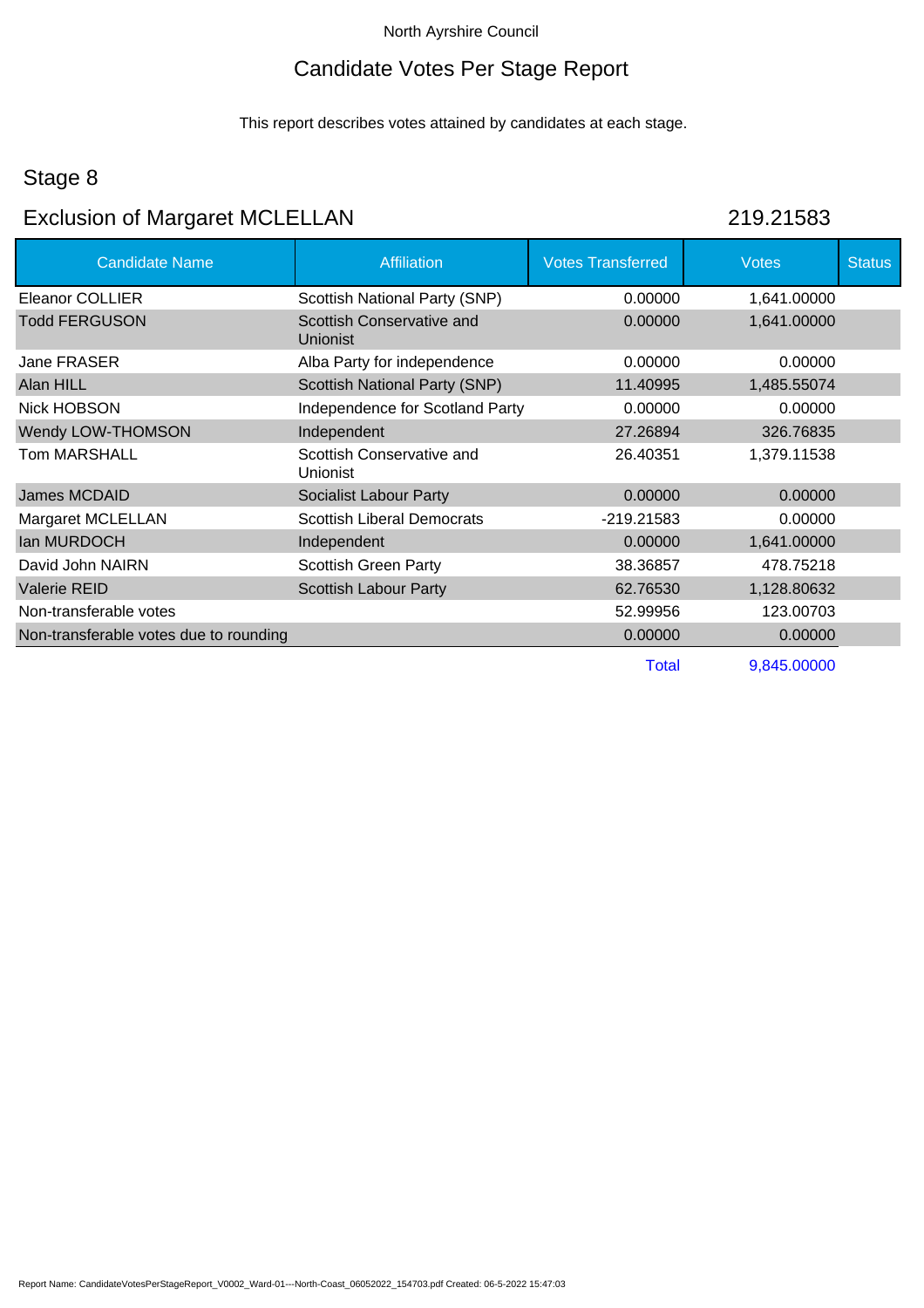North Ayrshire Council

# Candidate Votes Per Stage Report

This report describes votes attained by candidates at each stage.

## Stage 8

## Exclusion of Margaret MCLELLAN 219.21583

| Candidate Name | Affiliation | Votes Transferred | Votes | Status |
|---|---|---|---|---|
| Eleanor COLLIER | Scottish National Party (SNP) | 0.00000 | 1,641.00000 | |
| Todd FERGUSON | Scottish Conservative and Unionist | 0.00000 | 1,641.00000 | |
| Jane FRASER | Alba Party for independence | 0.00000 | 0.00000 | |
| Alan HILL | Scottish National Party (SNP) | 11.40995 | 1,485.55074 | |
| Nick HOBSON | Independence for Scotland Party | 0.00000 | 0.00000 | |
| Wendy LOW-THOMSON | Independent | 27.26894 | 326.76835 | |
| Tom MARSHALL | Scottish Conservative and Unionist | 26.40351 | 1,379.11538 | |
| James MCDAID | Socialist Labour Party | 0.00000 | 0.00000 | |
| Margaret MCLELLAN | Scottish Liberal Democrats | -219.21583 | 0.00000 | |
| Ian MURDOCH | Independent | 0.00000 | 1,641.00000 | |
| David John NAIRN | Scottish Green Party | 38.36857 | 478.75218 | |
| Valerie REID | Scottish Labour Party | 62.76530 | 1,128.80632 | |
| Non-transferable votes | | 52.99956 | 123.00703 | |
| Non-transferable votes due to rounding | | 0.00000 | 0.00000 | |
| | | Total | 9,845.00000 | |

Report Name: CandidateVotesPerStageReport_V0002_Ward-01---North-Coast_06052022_154703.pdf Created: 06-5-2022 15:47:03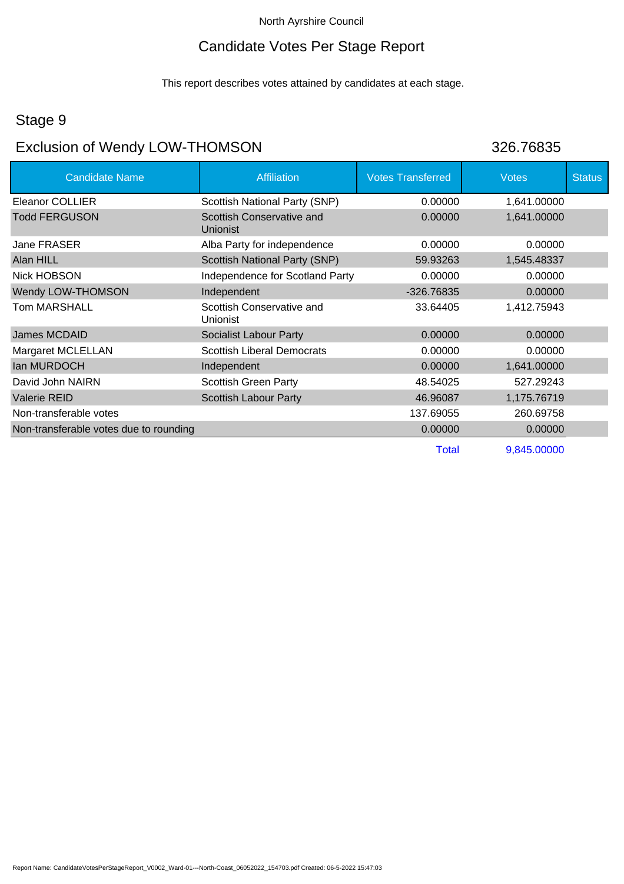North Ayrshire Council

# Candidate Votes Per Stage Report

This report describes votes attained by candidates at each stage.

## Stage 9

## Exclusion of Wendy LOW-THOMSON 326.76835

| Candidate Name | Affiliation | Votes Transferred | Votes | Status |
|---|---|---|---|---|
| Eleanor COLLIER | Scottish National Party (SNP) | 0.00000 | 1,641.00000 | |
| Todd FERGUSON | Scottish Conservative and Unionist | 0.00000 | 1,641.00000 | |
| Jane FRASER | Alba Party for independence | 0.00000 | 0.00000 | |
| Alan HILL | Scottish National Party (SNP) | 59.93263 | 1,545.48337 | |
| Nick HOBSON | Independence for Scotland Party | 0.00000 | 0.00000 | |
| Wendy LOW-THOMSON | Independent | -326.76835 | 0.00000 | |
| Tom MARSHALL | Scottish Conservative and Unionist | 33.64405 | 1,412.75943 | |
| James MCDAID | Socialist Labour Party | 0.00000 | 0.00000 | |
| Margaret MCLELLAN | Scottish Liberal Democrats | 0.00000 | 0.00000 | |
| Ian MURDOCH | Independent | 0.00000 | 1,641.00000 | |
| David John NAIRN | Scottish Green Party | 48.54025 | 527.29243 | |
| Valerie REID | Scottish Labour Party | 46.96087 | 1,175.76719 | |
| Non-transferable votes | | 137.69055 | 260.69758 | |
| Non-transferable votes due to rounding | | 0.00000 | 0.00000 | |
| | | Total | 9,845.00000 | |

Report Name: CandidateVotesPerStageReport_V0002_Ward-01---North-Coast_06052022_154703.pdf Created: 06-5-2022 15:47:03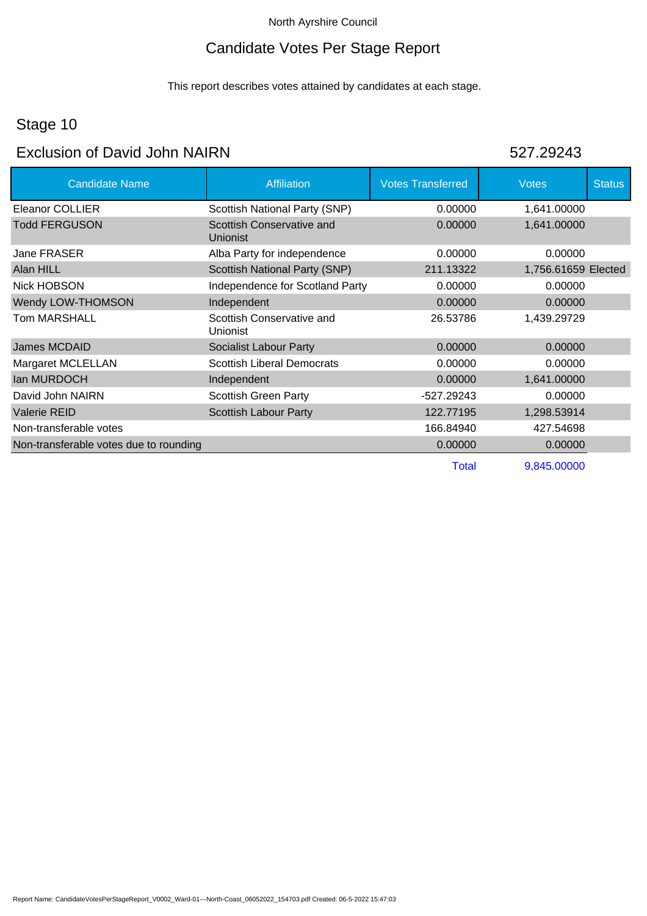North Ayrshire Council

# Candidate Votes Per Stage Report

This report describes votes attained by candidates at each stage.

## Stage 10

## Exclusion of David John NAIRN

527.29243

| Candidate Name | Affiliation | Votes Transferred | Votes | Status |
|---|---|---|---|---|
| Eleanor COLLIER | Scottish National Party (SNP) | 0.00000 | 1,641.00000 | |
| Todd FERGUSON | Scottish Conservative and Unionist | 0.00000 | 1,641.00000 | |
| Jane FRASER | Alba Party for independence | 0.00000 | 0.00000 | |
| Alan HILL | Scottish National Party (SNP) | 211.13322 | 1,756.61659 | Elected |
| Nick HOBSON | Independence for Scotland Party | 0.00000 | 0.00000 | |
| Wendy LOW-THOMSON | Independent | 0.00000 | 0.00000 | |
| Tom MARSHALL | Scottish Conservative and Unionist | 26.53786 | 1,439.29729 | |
| James MCDAID | Socialist Labour Party | 0.00000 | 0.00000 | |
| Margaret MCLELLAN | Scottish Liberal Democrats | 0.00000 | 0.00000 | |
| Ian MURDOCH | Independent | 0.00000 | 1,641.00000 | |
| David John NAIRN | Scottish Green Party | -527.29243 | 0.00000 | |
| Valerie REID | Scottish Labour Party | 122.77195 | 1,298.53914 | |
| Non-transferable votes | | 166.84940 | 427.54698 | |
| Non-transferable votes due to rounding | | 0.00000 | 0.00000 | |
| | | Total | 9,845.00000 | |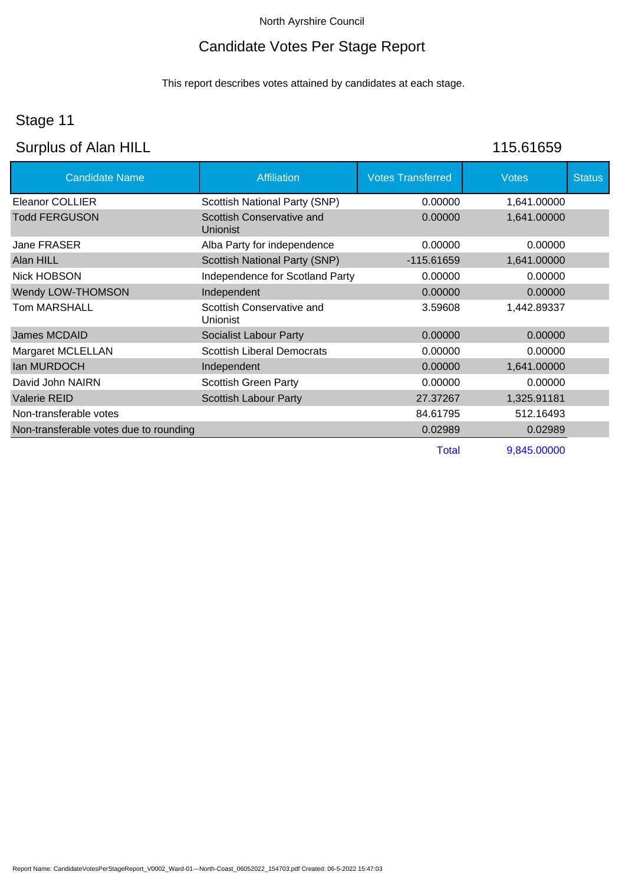North Ayrshire Council

# Candidate Votes Per Stage Report

This report describes votes attained by candidates at each stage.

## Stage 11

## Surplus of Alan HILL 115.61659

| Candidate Name | Affiliation | Votes Transferred | Votes | Status |
|---|---|---|---|---|
| Eleanor COLLIER | Scottish National Party (SNP) | 0.00000 | 1,641.00000 | |
| Todd FERGUSON | Scottish Conservative and Unionist | 0.00000 | 1,641.00000 | |
| Jane FRASER | Alba Party for independence | 0.00000 | 0.00000 | |
| Alan HILL | Scottish National Party (SNP) | -115.61659 | 1,641.00000 | |
| Nick HOBSON | Independence for Scotland Party | 0.00000 | 0.00000 | |
| Wendy LOW-THOMSON | Independent | 0.00000 | 0.00000 | |
| Tom MARSHALL | Scottish Conservative and Unionist | 3.59608 | 1,442.89337 | |
| James MCDAID | Socialist Labour Party | 0.00000 | 0.00000 | |
| Margaret MCLELLAN | Scottish Liberal Democrats | 0.00000 | 0.00000 | |
| Ian MURDOCH | Independent | 0.00000 | 1,641.00000 | |
| David John NAIRN | Scottish Green Party | 0.00000 | 0.00000 | |
| Valerie REID | Scottish Labour Party | 27.37267 | 1,325.91181 | |
| Non-transferable votes | | 84.61795 | 512.16493 | |
| Non-transferable votes due to rounding | | 0.02989 | 0.02989 | |
| | | Total | 9,845.00000 | |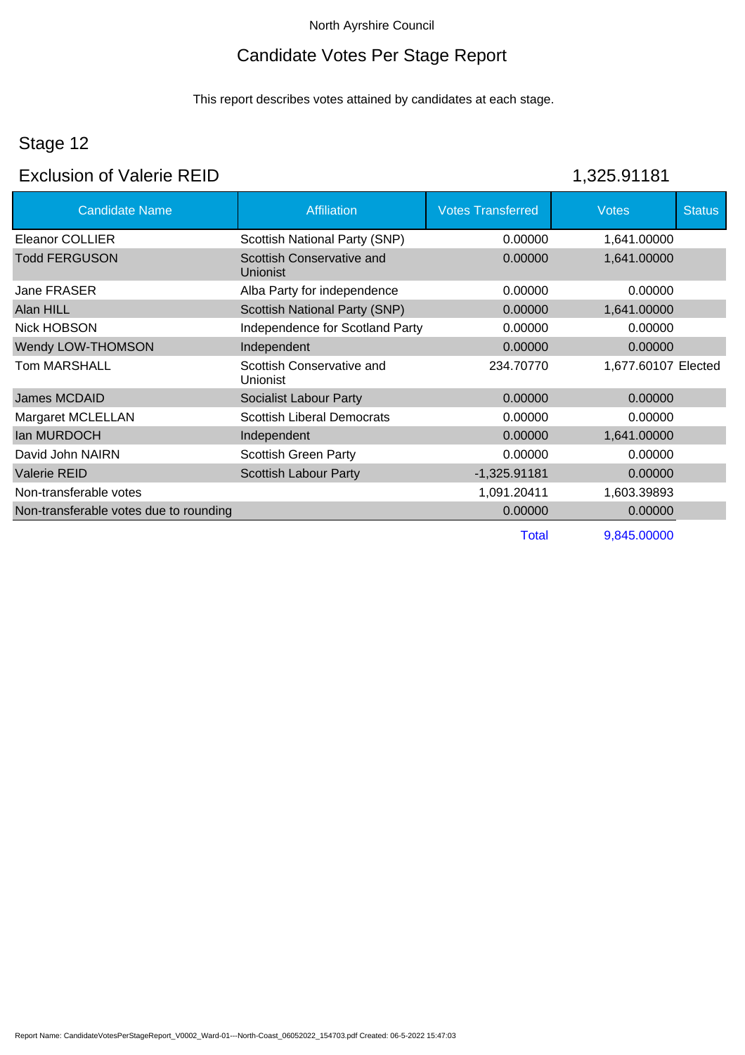North Ayrshire Council

# Candidate Votes Per Stage Report

This report describes votes attained by candidates at each stage.

## Stage 12

## Exclusion of Valerie REID

1,325.91181

| Candidate Name | Affiliation | Votes Transferred | Votes | Status |
|---|---|---|---|---|
| Eleanor COLLIER | Scottish National Party (SNP) | 0.00000 | 1,641.00000 | |
| Todd FERGUSON | Scottish Conservative and Unionist | 0.00000 | 1,641.00000 | |
| Jane FRASER | Alba Party for independence | 0.00000 | 0.00000 | |
| Alan HILL | Scottish National Party (SNP) | 0.00000 | 1,641.00000 | |
| Nick HOBSON | Independence for Scotland Party | 0.00000 | 0.00000 | |
| Wendy LOW-THOMSON | Independent | 0.00000 | 0.00000 | |
| Tom MARSHALL | Scottish Conservative and Unionist | 234.70770 | 1,677.60107 | Elected |
| James MCDAID | Socialist Labour Party | 0.00000 | 0.00000 | |
| Margaret MCLELLAN | Scottish Liberal Democrats | 0.00000 | 0.00000 | |
| Ian MURDOCH | Independent | 0.00000 | 1,641.00000 | |
| David John NAIRN | Scottish Green Party | 0.00000 | 0.00000 | |
| Valerie REID | Scottish Labour Party | -1,325.91181 | 0.00000 | |
| Non-transferable votes | | 1,091.20411 | 1,603.39893 | |
| Non-transferable votes due to rounding | | 0.00000 | 0.00000 | |
| | | Total | 9,845.00000 | |

Report Name: CandidateVotesPerStageReport_V0002_Ward-01---North-Coast_06052022_154703.pdf Created: 06-5-2022 15:47:03